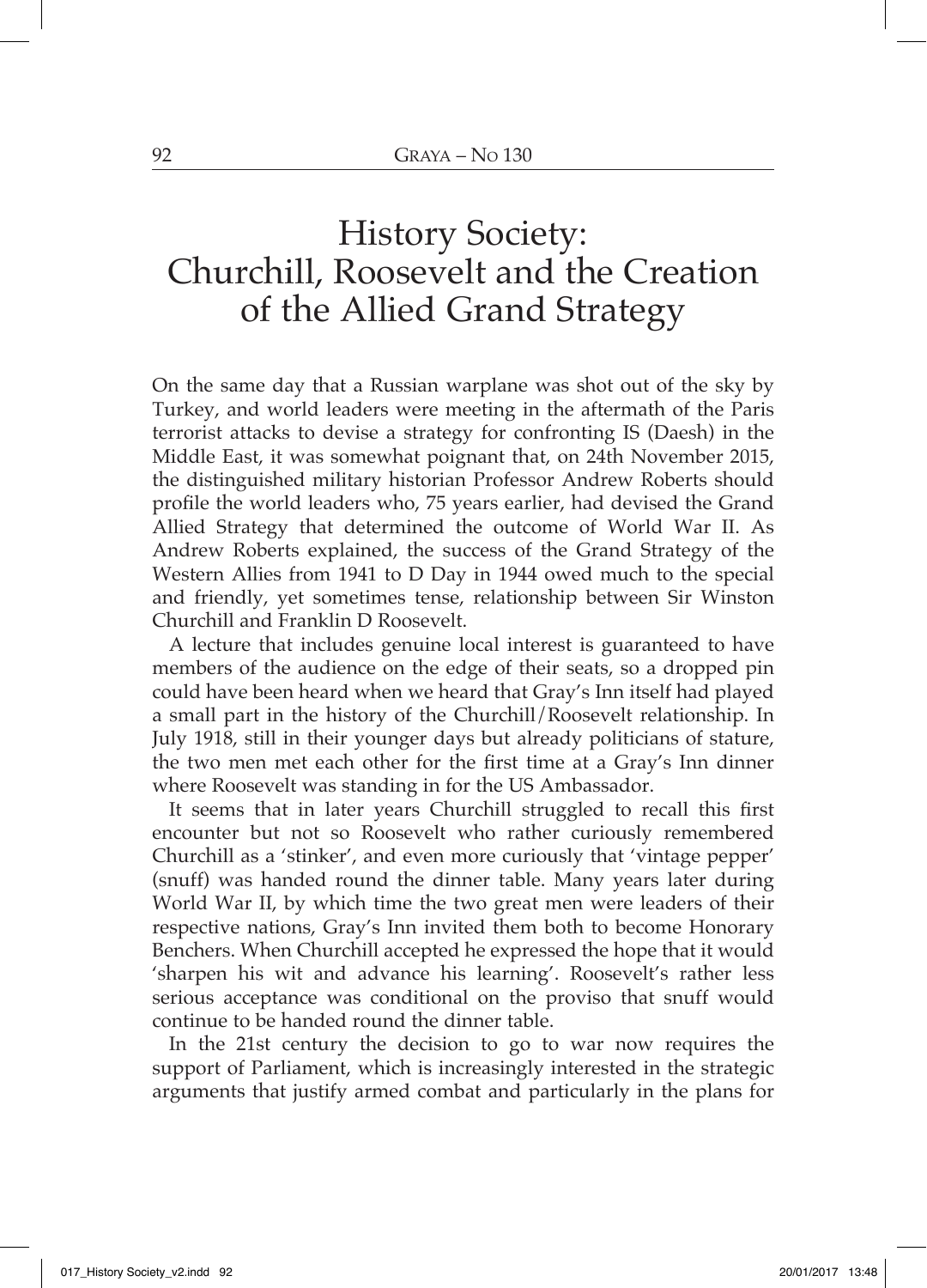# History Society: Churchill, Roosevelt and the Creation of the Allied Grand Strategy

On the same day that a Russian warplane was shot out of the sky by Turkey, and world leaders were meeting in the aftermath of the Paris terrorist attacks to devise a strategy for confronting IS (Daesh) in the Middle East, it was somewhat poignant that, on 24th November 2015, the distinguished military historian Professor Andrew Roberts should profile the world leaders who, 75 years earlier, had devised the Grand Allied Strategy that determined the outcome of World War II. As Andrew Roberts explained, the success of the Grand Strategy of the Western Allies from 1941 to D Day in 1944 owed much to the special and friendly, yet sometimes tense, relationship between Sir Winston Churchill and Franklin D Roosevelt.

A lecture that includes genuine local interest is guaranteed to have members of the audience on the edge of their seats, so a dropped pin could have been heard when we heard that Gray's Inn itself had played a small part in the history of the Churchill/Roosevelt relationship. In July 1918, still in their younger days but already politicians of stature, the two men met each other for the first time at a Gray's Inn dinner where Roosevelt was standing in for the US Ambassador.

It seems that in later years Churchill struggled to recall this first encounter but not so Roosevelt who rather curiously remembered Churchill as a 'stinker', and even more curiously that 'vintage pepper' (snuff) was handed round the dinner table. Many years later during World War II, by which time the two great men were leaders of their respective nations, Gray's Inn invited them both to become Honorary Benchers. When Churchill accepted he expressed the hope that it would 'sharpen his wit and advance his learning'. Roosevelt's rather less serious acceptance was conditional on the proviso that snuff would continue to be handed round the dinner table.

In the 21st century the decision to go to war now requires the support of Parliament, which is increasingly interested in the strategic arguments that justify armed combat and particularly in the plans for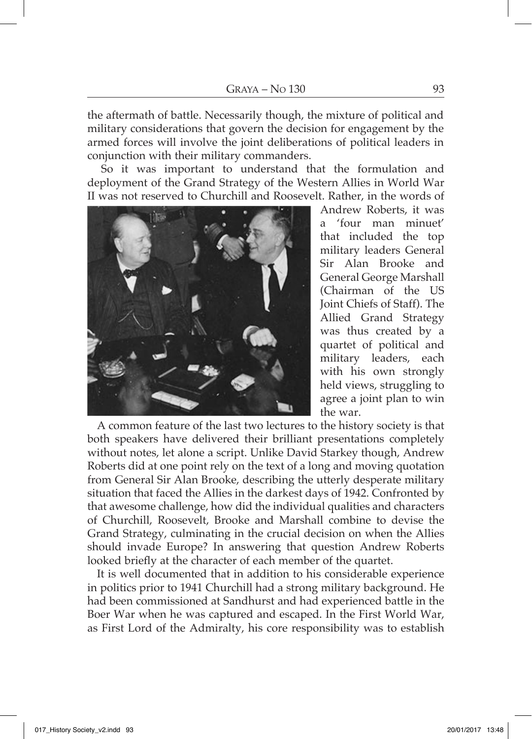the aftermath of battle. Necessarily though, the mixture of political and military considerations that govern the decision for engagement by the armed forces will involve the joint deliberations of political leaders in conjunction with their military commanders.

So it was important to understand that the formulation and deployment of the Grand Strategy of the Western Allies in World War II was not reserved to Churchill and Roosevelt. Rather, in the words of Andrew Roberts, it was a 'four man minuet' that included the top military leaders General Sir Alan Brooke and General George Marshall (Chairman of the US Joint Chiefs of Staff). The Allied Grand Strategy was thus created by a quartet of political and military leaders, each with his own strongly held views, struggling to agree a joint plan to win the war.

A common feature of the last two lectures to the history society is that both speakers have delivered their brilliant presentations completely without notes, let alone a script. Unlike David Starkey though, Andrew Roberts did at one point rely on the text of a long and moving quotation from General Sir Alan Brooke, describing the utterly desperate military situation that faced the Allies in the darkest days of 1942. Confronted by that awesome challenge, how did the individual qualities and characters of Churchill, Roosevelt, Brooke and Marshall combine to devise the Grand Strategy, culminating in the crucial decision on when the Allies should invade Europe? In answering that question Andrew Roberts looked briefly at the character of each member of the quartet.

It is well documented that in addition to his considerable experience in politics prior to 1941 Churchill had a strong military background. He had been commissioned at Sandhurst and had experienced battle in the Boer War when he was captured and escaped. In the First World War, as First Lord of the Admiralty, his core responsibility was to establish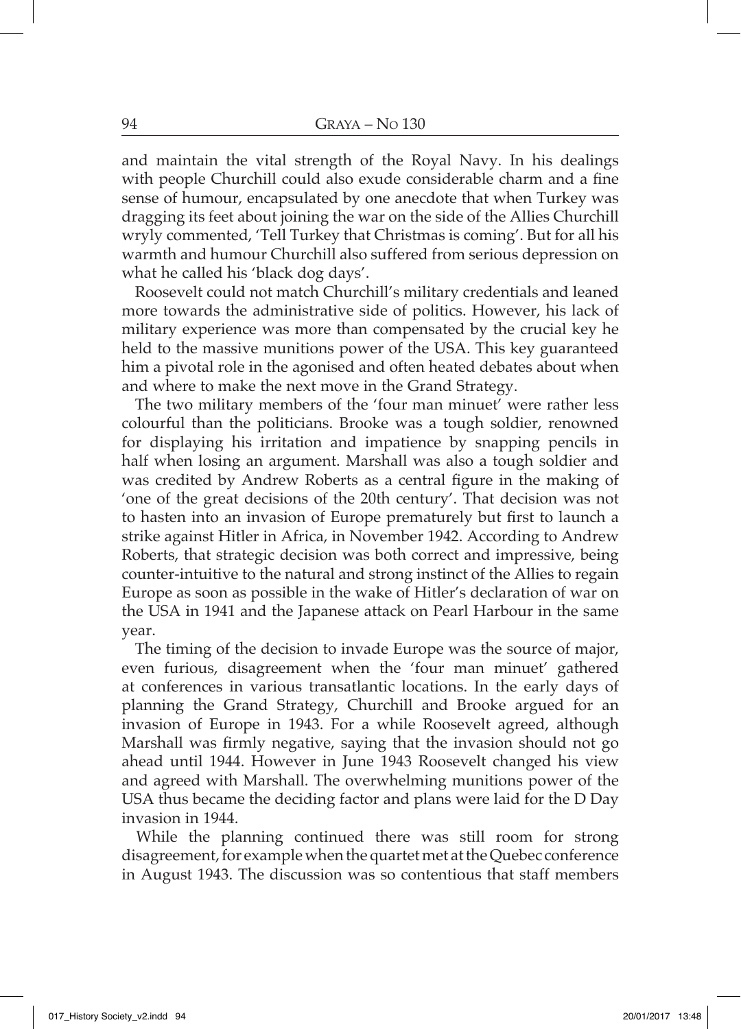and maintain the vital strength of the Royal Navy. In his dealings with people Churchill could also exude considerable charm and a fine sense of humour, encapsulated by one anecdote that when Turkey was dragging its feet about joining the war on the side of the Allies Churchill wryly commented, 'Tell Turkey that Christmas is coming'. But for all his warmth and humour Churchill also suffered from serious depression on what he called his 'black dog days'.

Roosevelt could not match Churchill's military credentials and leaned more towards the administrative side of politics. However, his lack of military experience was more than compensated by the crucial key he held to the massive munitions power of the USA. This key guaranteed him a pivotal role in the agonised and often heated debates about when and where to make the next move in the Grand Strategy.

The two military members of the 'four man minuet' were rather less colourful than the politicians. Brooke was a tough soldier, renowned for displaying his irritation and impatience by snapping pencils in half when losing an argument. Marshall was also a tough soldier and was credited by Andrew Roberts as a central figure in the making of 'one of the great decisions of the 20th century'. That decision was not to hasten into an invasion of Europe prematurely but first to launch a strike against Hitler in Africa, in November 1942. According to Andrew Roberts, that strategic decision was both correct and impressive, being counter-intuitive to the natural and strong instinct of the Allies to regain Europe as soon as possible in the wake of Hitler's declaration of war on the USA in 1941 and the Japanese attack on Pearl Harbour in the same year.

The timing of the decision to invade Europe was the source of major, even furious, disagreement when the 'four man minuet' gathered at conferences in various transatlantic locations. In the early days of planning the Grand Strategy, Churchill and Brooke argued for an invasion of Europe in 1943. For a while Roosevelt agreed, although Marshall was firmly negative, saying that the invasion should not go ahead until 1944. However in June 1943 Roosevelt changed his view and agreed with Marshall. The overwhelming munitions power of the USA thus became the deciding factor and plans were laid for the D Day invasion in 1944.

While the planning continued there was still room for strong disagreement, for example when the quartet met at the Quebec conference in August 1943. The discussion was so contentious that staff members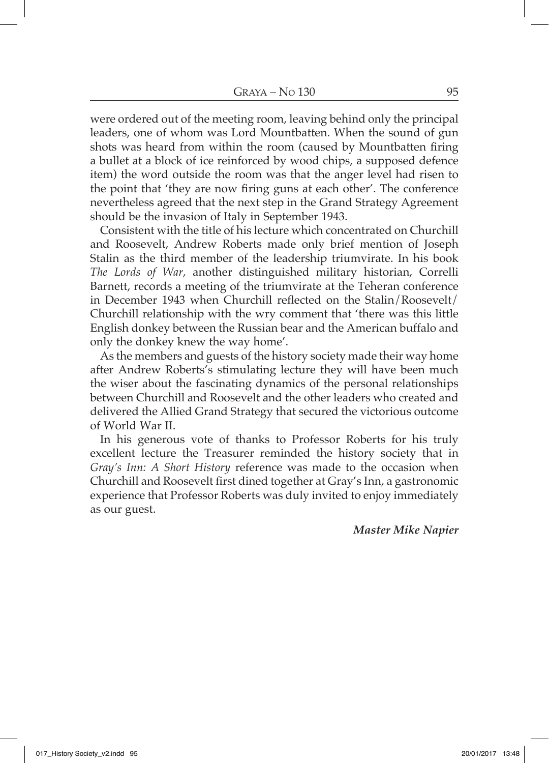were ordered out of the meeting room, leaving behind only the principal leaders, one of whom was Lord Mountbatten. When the sound of gun shots was heard from within the room (caused by Mountbatten firing a bullet at a block of ice reinforced by wood chips, a supposed defence item) the word outside the room was that the anger level had risen to the point that 'they are now firing guns at each other'. The conference nevertheless agreed that the next step in the Grand Strategy Agreement should be the invasion of Italy in September 1943.

Consistent with the title of his lecture which concentrated on Churchill and Roosevelt, Andrew Roberts made only brief mention of Joseph Stalin as the third member of the leadership triumvirate. In his book *The Lords of War*, another distinguished military historian, Correlli Barnett, records a meeting of the triumvirate at the Teheran conference in December 1943 when Churchill reflected on the Stalin/Roosevelt/Churchill relationship with the wry comment that 'there was this little English donkey between the Russian bear and the American buffalo and only the donkey knew the way home'.

As the members and guests of the history society made their way home after Andrew Roberts's stimulating lecture they will have been much the wiser about the fascinating dynamics of the personal relationships between Churchill and Roosevelt and the other leaders who created and delivered the Allied Grand Strategy that secured the victorious outcome of World War II.

In his generous vote of thanks to Professor Roberts for his truly excellent lecture the Treasurer reminded the history society that in *Gray's Inn: A Short History* reference was made to the occasion when Churchill and Roosevelt first dined together at Gray's Inn, a gastronomic experience that Professor Roberts was duly invited to enjoy immediately as our guest.

***Master Mike Napier***